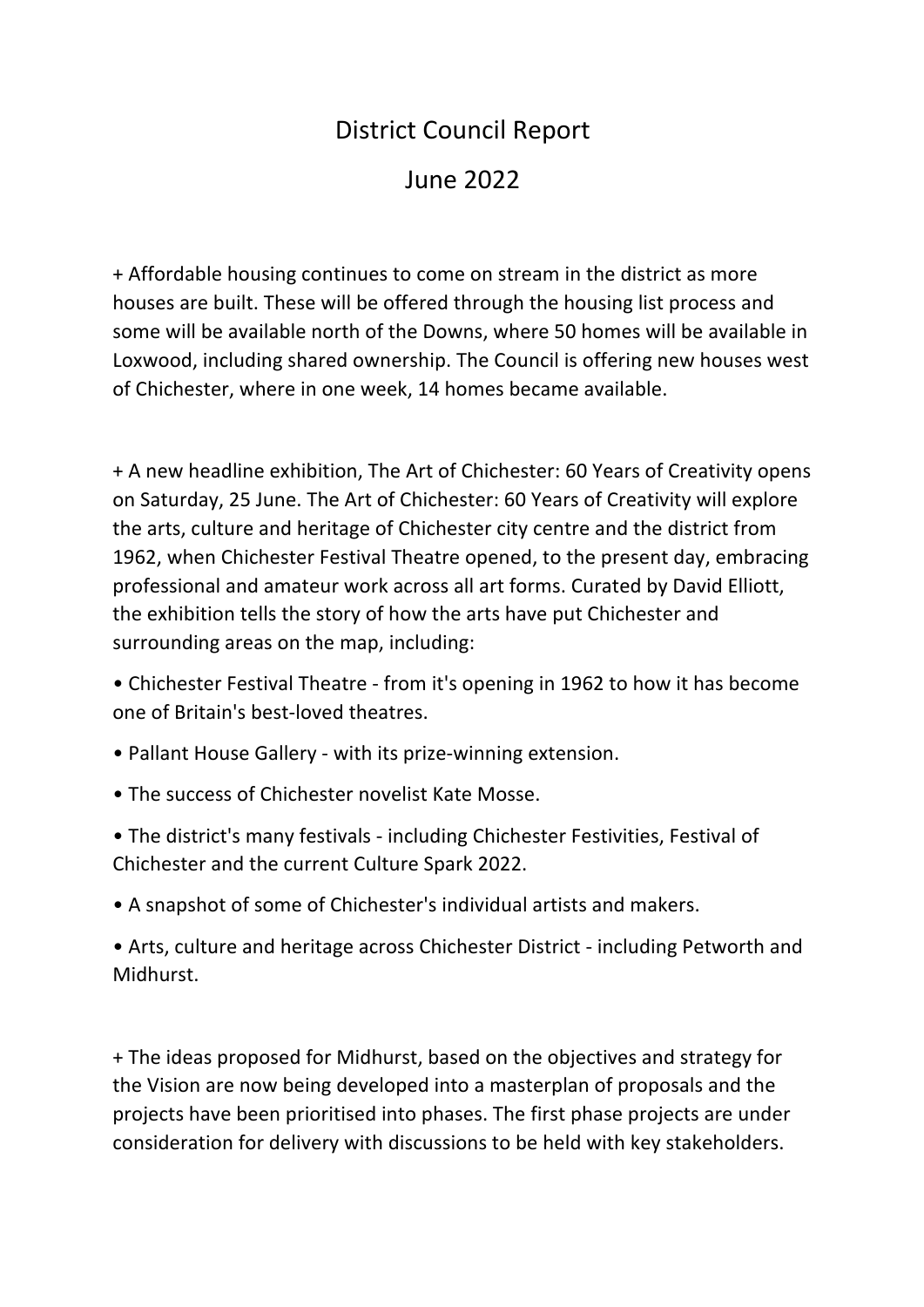# District Council Report

## June 2022

+ Affordable housing continues to come on stream in the district as more houses are built. These will be offered through the housing list process and some will be available north of the Downs, where 50 homes will be available in Loxwood, including shared ownership. The Council is offering new houses west of Chichester, where in one week, 14 homes became available.

+ A new headline exhibition, The Art of Chichester: 60 Years of Creativity opens on Saturday, 25 June. The Art of Chichester: 60 Years of Creativity will explore the arts, culture and heritage of Chichester city centre and the district from 1962, when Chichester Festival Theatre opened, to the present day, embracing professional and amateur work across all art forms. Curated by David Elliott, the exhibition tells the story of how the arts have put Chichester and surrounding areas on the map, including:

- Chichester Festival Theatre - from it's opening in 1962 to how it has become one of Britain's best-loved theatres.
- Pallant House Gallery - with its prize-winning extension.
- The success of Chichester novelist Kate Mosse.
- The district's many festivals - including Chichester Festivities, Festival of Chichester and the current Culture Spark 2022.
- A snapshot of some of Chichester's individual artists and makers.
- Arts, culture and heritage across Chichester District - including Petworth and Midhurst.

+ The ideas proposed for Midhurst, based on the objectives and strategy for the Vision are now being developed into a masterplan of proposals and the projects have been prioritised into phases. The first phase projects are under consideration for delivery with discussions to be held with key stakeholders.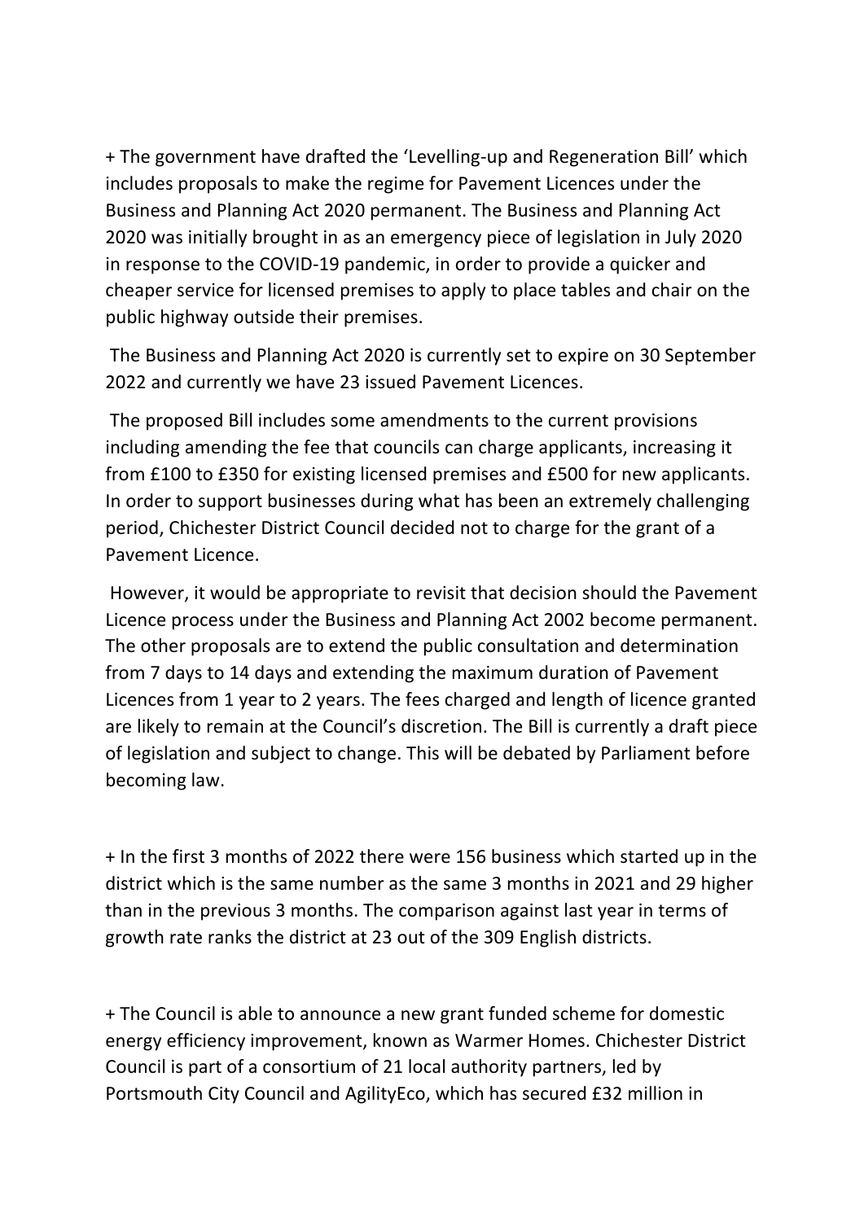+ The government have drafted the 'Levelling-up and Regeneration Bill' which includes proposals to make the regime for Pavement Licences under the Business and Planning Act 2020 permanent. The Business and Planning Act 2020 was initially brought in as an emergency piece of legislation in July 2020 in response to the COVID-19 pandemic, in order to provide a quicker and cheaper service for licensed premises to apply to place tables and chair on the public highway outside their premises.

The Business and Planning Act 2020 is currently set to expire on 30 September 2022 and currently we have 23 issued Pavement Licences.

The proposed Bill includes some amendments to the current provisions including amending the fee that councils can charge applicants, increasing it from £100 to £350 for existing licensed premises and £500 for new applicants. In order to support businesses during what has been an extremely challenging period, Chichester District Council decided not to charge for the grant of a Pavement Licence.

However, it would be appropriate to revisit that decision should the Pavement Licence process under the Business and Planning Act 2002 become permanent. The other proposals are to extend the public consultation and determination from 7 days to 14 days and extending the maximum duration of Pavement Licences from 1 year to 2 years. The fees charged and length of licence granted are likely to remain at the Council's discretion. The Bill is currently a draft piece of legislation and subject to change. This will be debated by Parliament before becoming law.

+ In the first 3 months of 2022 there were 156 business which started up in the district which is the same number as the same 3 months in 2021 and 29 higher than in the previous 3 months. The comparison against last year in terms of growth rate ranks the district at 23 out of the 309 English districts.

+ The Council is able to announce a new grant funded scheme for domestic energy efficiency improvement, known as Warmer Homes. Chichester District Council is part of a consortium of 21 local authority partners, led by Portsmouth City Council and AgilityEco, which has secured £32 million in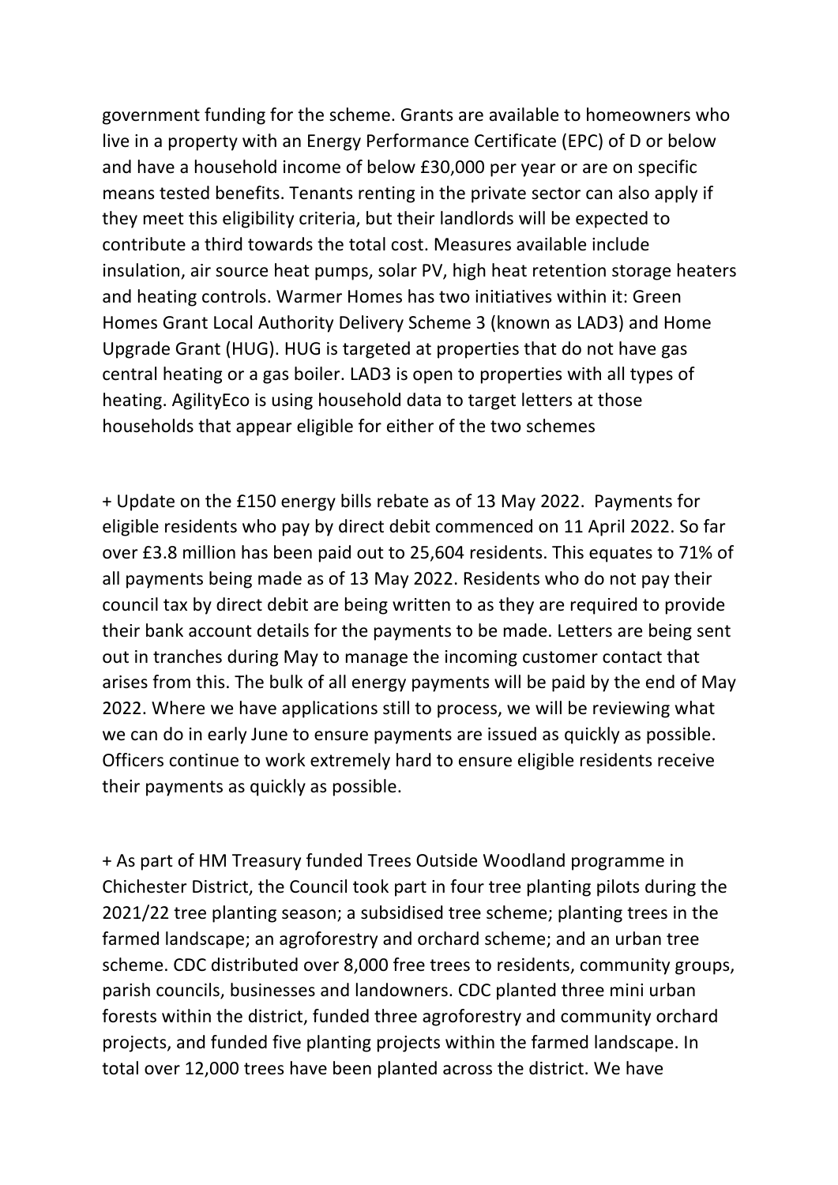government funding for the scheme. Grants are available to homeowners who live in a property with an Energy Performance Certificate (EPC) of D or below and have a household income of below £30,000 per year or are on specific means tested benefits. Tenants renting in the private sector can also apply if they meet this eligibility criteria, but their landlords will be expected to contribute a third towards the total cost. Measures available include insulation, air source heat pumps, solar PV, high heat retention storage heaters and heating controls. Warmer Homes has two initiatives within it: Green Homes Grant Local Authority Delivery Scheme 3 (known as LAD3) and Home Upgrade Grant (HUG). HUG is targeted at properties that do not have gas central heating or a gas boiler. LAD3 is open to properties with all types of heating. AgilityEco is using household data to target letters at those households that appear eligible for either of the two schemes

+ Update on the £150 energy bills rebate as of 13 May 2022. Payments for eligible residents who pay by direct debit commenced on 11 April 2022. So far over £3.8 million has been paid out to 25,604 residents. This equates to 71% of all payments being made as of 13 May 2022. Residents who do not pay their council tax by direct debit are being written to as they are required to provide their bank account details for the payments to be made. Letters are being sent out in tranches during May to manage the incoming customer contact that arises from this. The bulk of all energy payments will be paid by the end of May 2022. Where we have applications still to process, we will be reviewing what we can do in early June to ensure payments are issued as quickly as possible. Officers continue to work extremely hard to ensure eligible residents receive their payments as quickly as possible.

+ As part of HM Treasury funded Trees Outside Woodland programme in Chichester District, the Council took part in four tree planting pilots during the 2021/22 tree planting season; a subsidised tree scheme; planting trees in the farmed landscape; an agroforestry and orchard scheme; and an urban tree scheme. CDC distributed over 8,000 free trees to residents, community groups, parish councils, businesses and landowners. CDC planted three mini urban forests within the district, funded three agroforestry and community orchard projects, and funded five planting projects within the farmed landscape. In total over 12,000 trees have been planted across the district. We have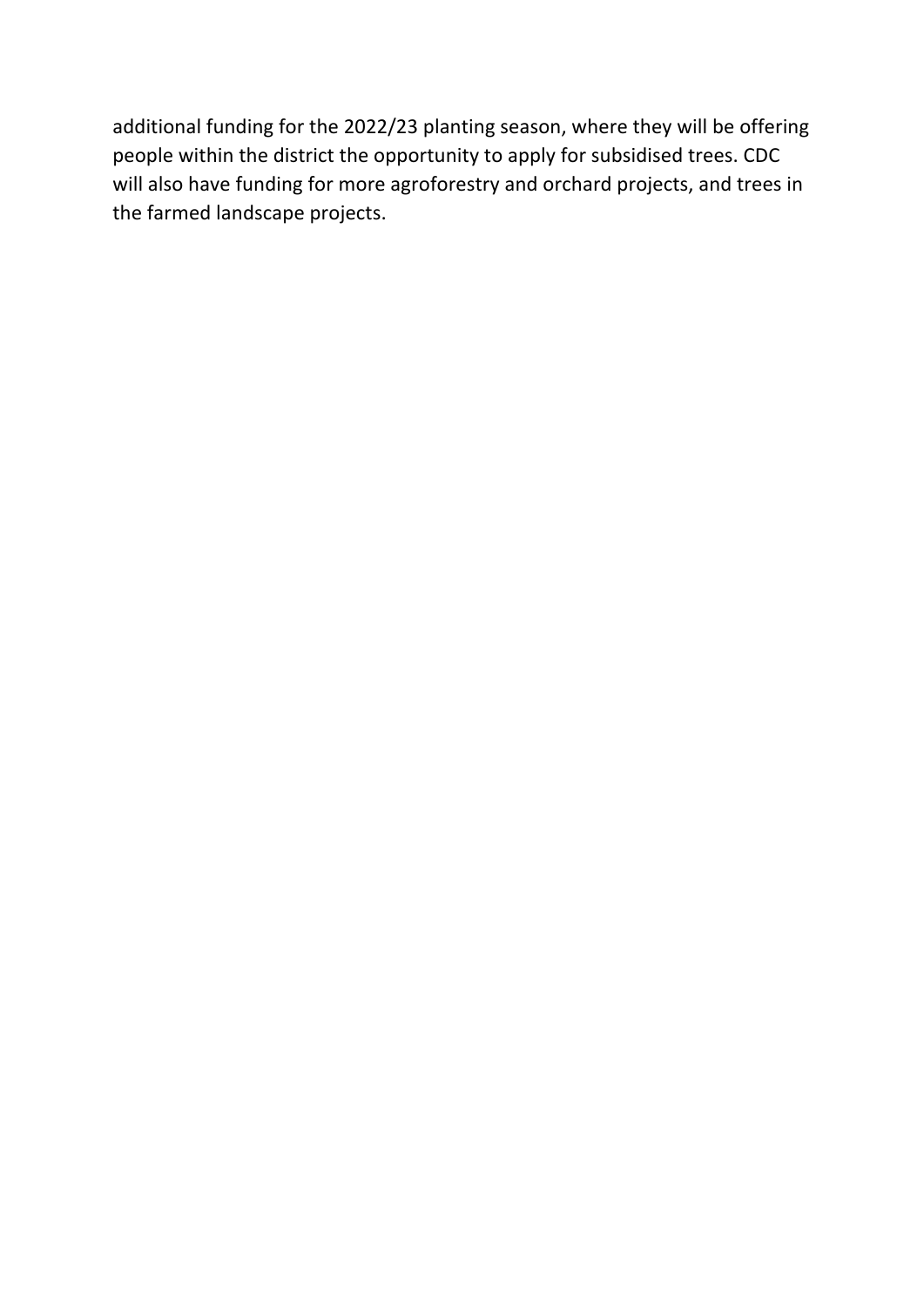additional funding for the 2022/23 planting season, where they will be offering people within the district the opportunity to apply for subsidised trees. CDC will also have funding for more agroforestry and orchard projects, and trees in the farmed landscape projects.